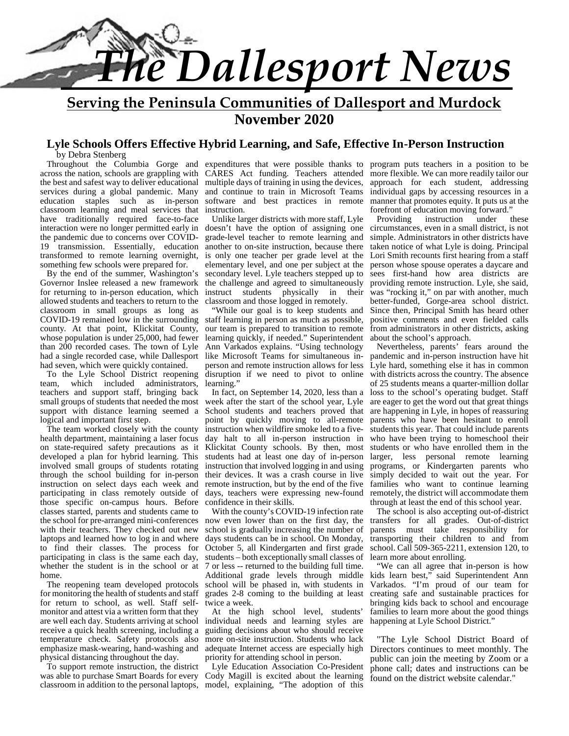# The Dallesport News

**Serving the Peninsula Communities of Dallesport and Murdock**

**November 2020**

## Lyle Schools Offers Effective Hybrid Learning, and Safe, Effective In-Person Instruction

by Debra Stenberg

Throughout the Columbia Gorge and across the nation, schools are grappling with the best and safest way to deliver educational services during a global pandemic. Many education staples such as in-person classroom learning and meal services that have traditionally required face-to-face interaction were no longer permitted early in the pandemic due to concerns over COVID-19 transmission. Essentially, education transformed to remote learning overnight, something few schools were prepared for.

By the end of the summer, Washington's Governor Inslee released a new framework for returning to in-person education, which allowed students and teachers to return to the classroom in small groups as long as COVID-19 remained low in the surrounding county. At that point, Klickitat County, whose population is under 25,000, had fewer than 200 recorded cases. The town of Lyle had a single recorded case, while Dallesport had seven, which were quickly contained.

To the Lyle School District reopening team, which included administrators, teachers and support staff, bringing back small groups of students that needed the most support with distance learning seemed a logical and important first step.

The team worked closely with the county health department, maintaining a laser focus on state-required safety precautions as it developed a plan for hybrid learning. This involved small groups of students rotating through the school building for in-person instruction on select days each week and participating in class remotely outside of those specific on-campus hours. Before classes started, parents and students came to the school for pre-arranged mini-conferences with their teachers. They checked out new laptops and learned how to log in and where to find their classes. The process for participating in class is the same each day, whether the student is in the school or at home.

The reopening team developed protocols for monitoring the health of students and staff for return to school, as well. Staff self-monitor and attest via a written form that they are well each day. Students arriving at school receive a quick health screening, including a temperature check. Safety protocols also emphasize mask-wearing, hand-washing and physical distancing throughout the day.

To support remote instruction, the district was able to purchase Smart Boards for every classroom in addition to the personal laptops, expenditures that were possible thanks to CARES Act funding. Teachers attended multiple days of training in using the devices, and continue to train in Microsoft Teams software and best practices in remote instruction.

Unlike larger districts with more staff, Lyle doesn't have the option of assigning one grade-level teacher to remote learning and another to on-site instruction, because there is only one teacher per grade level at the elementary level, and one per subject at the secondary level. Lyle teachers stepped up to the challenge and agreed to simultaneously instruct students physically in their classroom and those logged in remotely.

"While our goal is to keep students and staff learning in person as much as possible, our team is prepared to transition to remote learning quickly, if needed." Superintendent Ann Varkados explains. "Using technology like Microsoft Teams for simultaneous in-person and remote instruction allows for less disruption if we need to pivot to online learning."

In fact, on September 14, 2020, less than a week after the start of the school year, Lyle School students and teachers proved that point by quickly moving to all-remote instruction when wildfire smoke led to a five-day halt to all in-person instruction in Klickitat County schools. By then, most students had at least one day of in-person instruction that involved logging in and using their devices. It was a crash course in live remote instruction, but by the end of the five days, teachers were expressing new-found confidence in their skills.

With the county's COVID-19 infection rate now even lower than on the first day, the school is gradually increasing the number of days students can be in school. On Monday, October 5, all Kindergarten and first grade students – both exceptionally small classes of 7 or less -- returned to the building full time. Additional grade levels through middle school will be phased in, with students in grades 2-8 coming to the building at least twice a week.

At the high school level, students' individual needs and learning styles are guiding decisions about who should receive more on-site instruction. Students who lack adequate Internet access are especially high priority for attending school in person.

Lyle Education Association Co-President Cody Magill is excited about the learning model, explaining, "The adoption of this program puts teachers in a position to be more flexible. We can more readily tailor our approach for each student, addressing individual gaps by accessing resources in a manner that promotes equity. It puts us at the forefront of education moving forward."

Providing instruction under these circumstances, even in a small district, is not simple. Administrators in other districts have taken notice of what Lyle is doing. Principal Lori Smith recounts first hearing from a staff person whose spouse operates a daycare and sees first-hand how area districts are providing remote instruction. Lyle, she said, was "rocking it," on par with another, much better-funded, Gorge-area school district. Since then, Principal Smith has heard other positive comments and even fielded calls from administrators in other districts, asking about the school's approach.

Nevertheless, parents' fears around the pandemic and in-person instruction have hit Lyle hard, something else it has in common with districts across the country. The absence of 25 students means a quarter-million dollar loss to the school's operating budget. Staff are eager to get the word out that great things are happening in Lyle, in hopes of reassuring parents who have been hesitant to enroll students this year. That could include parents who have been trying to homeschool their students or who have enrolled them in the larger, less personal remote learning programs, or Kindergarten parents who simply decided to wait out the year. For families who want to continue learning remotely, the district will accommodate them through at least the end of this school year.

The school is also accepting out-of-district transfers for all grades. Out-of-district parents must take responsibility for transporting their children to and from school. Call 509-365-2211, extension 120, to learn more about enrolling.

"We can all agree that in-person is how kids learn best," said Superintendent Ann Varkados. "I'm proud of our team for creating safe and sustainable practices for bringing kids back to school and encourage families to learn more about the good things happening at Lyle School District."

"The Lyle School District Board of Directors continues to meet monthly. The public can join the meeting by Zoom or a phone call; dates and instructions can be found on the district website calendar."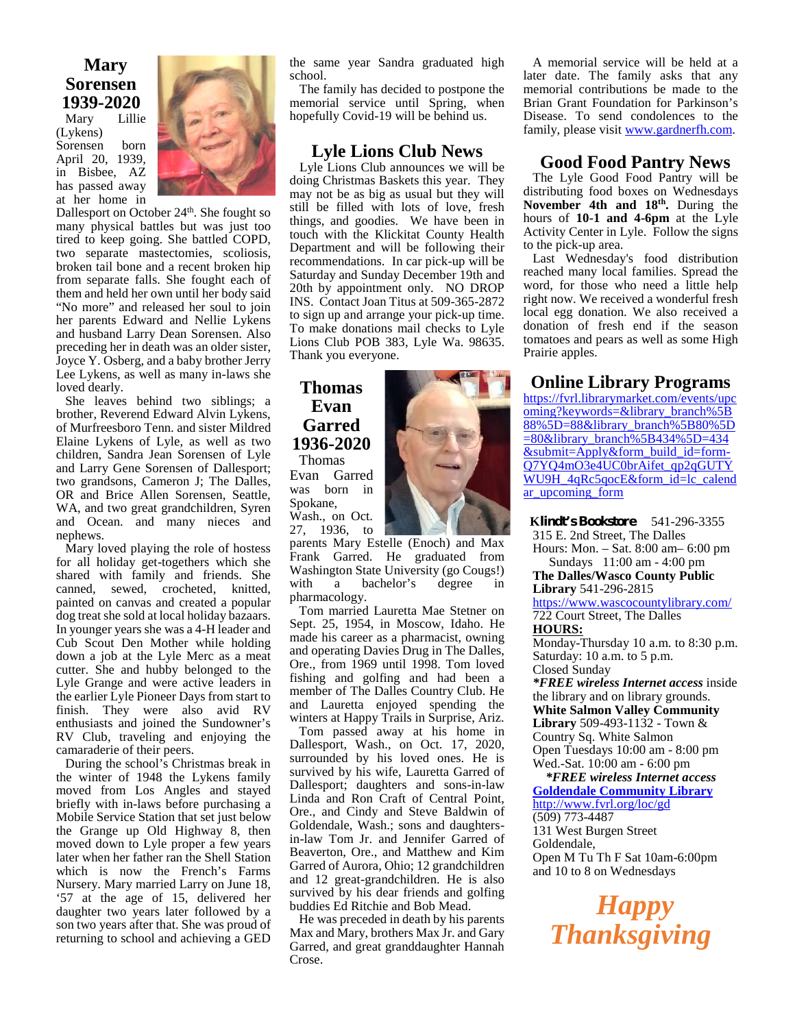## Mary Sorensen 1939-2020

Mary Lillie (Lykens) Sorensen born April 20, 1939, in Bisbee, AZ has passed away at her home in Dallesport on October 24th. She fought so many physical battles but was just too tired to keep going. She battled COPD, two separate mastectomies, scoliosis, broken tail bone and a recent broken hip from separate falls. She fought each of them and held her own until her body said "No more" and released her soul to join her parents Edward and Nellie Lykens and husband Larry Dean Sorensen. Also preceding her in death was an older sister, Joyce Y. Osberg, and a baby brother Jerry Lee Lykens, as well as many in-laws she loved dearly.

She leaves behind two siblings; a brother, Reverend Edward Alvin Lykens, of Murfreesboro Tenn. and sister Mildred Elaine Lykens of Lyle, as well as two children, Sandra Jean Sorensen of Lyle and Larry Gene Sorensen of Dallesport; two grandsons, Cameron J; The Dalles, OR and Brice Allen Sorensen, Seattle, WA, and two great grandchildren, Syren and Ocean. and many nieces and nephews.

Mary loved playing the role of hostess for all holiday get-togethers which she shared with family and friends. She canned, sewed, crocheted, knitted, painted on canvas and created a popular dog treat she sold at local holiday bazaars. In younger years she was a 4-H leader and Cub Scout Den Mother while holding down a job at the Lyle Merc as a meat cutter. She and hubby belonged to the Lyle Grange and were active leaders in the earlier Lyle Pioneer Days from start to finish. They were also avid RV enthusiasts and joined the Sundowner's RV Club, traveling and enjoying the camaraderie of their peers.

During the school's Christmas break in the winter of 1948 the Lykens family moved from Los Angles and stayed briefly with in-laws before purchasing a Mobile Service Station that set just below the Grange up Old Highway 8, then moved down to Lyle proper a few years later when her father ran the Shell Station which is now the French's Farms Nursery. Mary married Larry on June 18, '57 at the age of 15, delivered her daughter two years later followed by a son two years after that. She was proud of returning to school and achieving a GED the same year Sandra graduated high school.

The family has decided to postpone the memorial service until Spring, when hopefully Covid-19 will be behind us.

## Lyle Lions Club News

Lyle Lions Club announces we will be doing Christmas Baskets this year. They may not be as big as usual but they will still be filled with lots of love, fresh things, and goodies. We have been in touch with the Klickitat County Health Department and will be following their recommendations. In car pick-up will be Saturday and Sunday December 19th and 20th by appointment only. NO DROP INS. Contact Joan Titus at 509-365-2872 to sign up and arrange your pick-up time. To make donations mail checks to Lyle Lions Club POB 383, Lyle Wa. 98635. Thank you everyone.

## Thomas Evan Garred 1936-2020

Thomas Evan Garred was born in Spokane, Wash., on Oct. 27, 1936, to parents Mary Estelle (Enoch) and Max Frank Garred. He graduated from Washington State University (go Cougs!) with a bachelor's degree in pharmacology.

Tom married Lauretta Mae Stetner on Sept. 25, 1954, in Moscow, Idaho. He made his career as a pharmacist, owning and operating Davies Drug in The Dalles, Ore., from 1969 until 1998. Tom loved fishing and golfing and had been a member of The Dalles Country Club. He and Lauretta enjoyed spending the winters at Happy Trails in Surprise, Ariz.

Tom passed away at his home in Dallesport, Wash., on Oct. 17, 2020, surrounded by his loved ones. He is survived by his wife, Lauretta Garred of Dallesport; daughters and sons-in-law Linda and Ron Craft of Central Point, Ore., and Cindy and Steve Baldwin of Goldendale, Wash.; sons and daughters-in-law Tom Jr. and Jennifer Garred of Beaverton, Ore., and Matthew and Kim Garred of Aurora, Ohio; 12 grandchildren and 12 great-grandchildren. He is also survived by his dear friends and golfing buddies Ed Ritchie and Bob Mead.

He was preceded in death by his parents Max and Mary, brothers Max Jr. and Gary Garred, and great granddaughter Hannah Crose.

A memorial service will be held at a later date. The family asks that any memorial contributions be made to the Brian Grant Foundation for Parkinson's Disease. To send condolences to the family, please visit www.gardnerfh.com.

## Good Food Pantry News

The Lyle Good Food Pantry will be distributing food boxes on Wednesdays **November 4th and 18th.** During the hours of **10-1 and 4-6pm** at the Lyle Activity Center in Lyle. Follow the signs to the pick-up area.

Last Wednesday's food distribution reached many local families. Spread the word, for those who need a little help right now. We received a wonderful fresh local egg donation. We also received a donation of fresh end if the season tomatoes and pears as well as some High Prairie apples.

## Online Library Programs

https://fvrl.librarymarket.com/events/upcoming?keywords=&library_branch%5B88%5D=88&library_branch%5B80%5D=80&library_branch%5B434%5D=434&submit=Apply&form_build_id=form-Q7YQ4mO3e4UC0brAifet_qp2qGUTYWU9H_4qRc5qocE&form_id=lc_calendar_upcoming_form

**Klindt's Bookstore** 541-296-3355
315 E. 2nd Street, The Dalles
Hours: Mon. – Sat. 8:00 am– 6:00 pm
Sundays 11:00 am - 4:00 pm

**The Dalles/Wasco County Public Library** 541-296-2815
https://www.wascocountylibrary.com/
722 Court Street, The Dalles
**HOURS:**
Monday-Thursday 10 a.m. to 8:30 p.m.
Saturday: 10 a.m. to 5 p.m.
Closed Sunday
***FREE wireless Internet access** inside the library and on library grounds.*

**White Salmon Valley Community Library** 509-493-1132 - Town & Country Sq. White Salmon
Open Tuesdays 10:00 am - 8:00 pm
Wed.-Sat. 10:00 am - 6:00 pm
***FREE wireless Internet access***

**Goldendale Community Library**
http://www.fvrl.org/loc/gd
(509) 773-4487
131 West Burgen Street
Goldendale,
Open M Tu Th F Sat 10am-6:00pm and 10 to 8 on Wednesdays

***Happy Thanksgiving***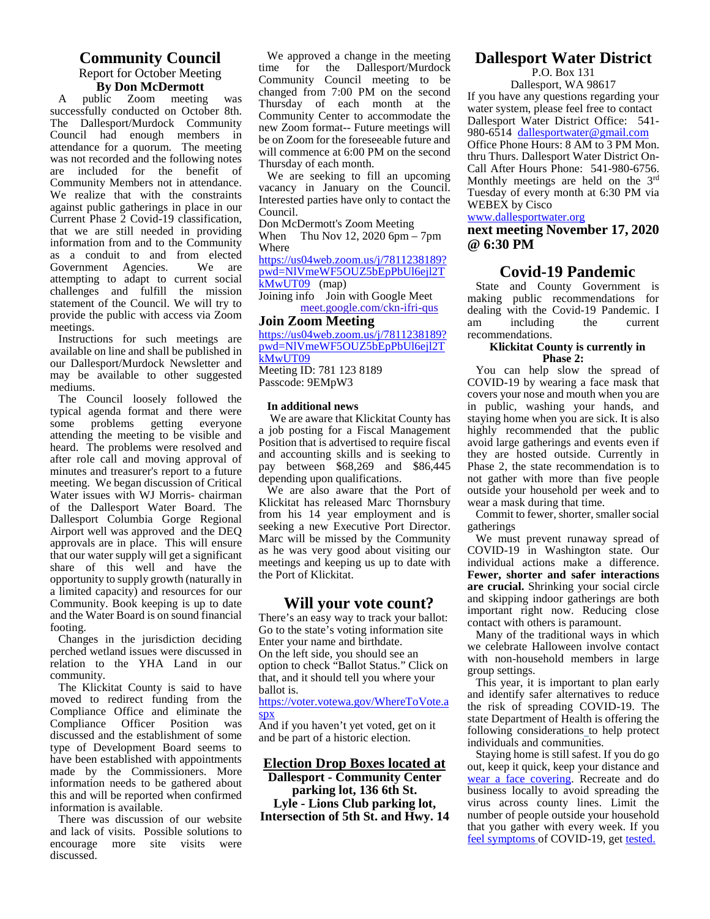# Community Council

Report for October Meeting

**By Don McDermott**

A public Zoom meeting was successfully conducted on October 8th. The Dallesport/Murdock Community Council had enough members in attendance for a quorum. The meeting was not recorded and the following notes are included for the benefit of Community Members not in attendance. We realize that with the constraints against public gatherings in place in our Current Phase 2 Covid-19 classification, that we are still needed in providing information from and to the Community as a conduit to and from elected Government Agencies. We are attempting to adapt to current social challenges and fulfill the mission statement of the Council. We will try to provide the public with access via Zoom meetings.

Instructions for such meetings are available on line and shall be published in our Dallesport/Murdock Newsletter and may be available to other suggested mediums.

The Council loosely followed the typical agenda format and there were some problems getting everyone attending the meeting to be visible and heard. The problems were resolved and after role call and moving approval of minutes and treasurer's report to a future meeting. We began discussion of Critical Water issues with WJ Morris- chairman of the Dallesport Water Board. The Dallesport Columbia Gorge Regional Airport well was approved and the DEQ approvals are in place. This will ensure that our water supply will get a significant share of this well and have the opportunity to supply growth (naturally in a limited capacity) and resources for our Community. Book keeping is up to date and the Water Board is on sound financial footing.

Changes in the jurisdiction deciding perched wetland issues were discussed in relation to the YHA Land in our community.

The Klickitat County is said to have moved to redirect funding from the Compliance Office and eliminate the Compliance Officer Position was discussed and the establishment of some type of Development Board seems to have been established with appointments made by the Commissioners. More information needs to be gathered about this and will be reported when confirmed information is available.

There was discussion of our website and lack of visits. Possible solutions to encourage more site visits were discussed.

We approved a change in the meeting time for the Dallesport/Murdock Community Council meeting to be changed from 7:00 PM on the second Thursday of each month at the Community Center to accommodate the new Zoom format-- Future meetings will be on Zoom for the foreseeable future and will commence at 6:00 PM on the second Thursday of each month.

We are seeking to fill an upcoming vacancy in January on the Council. Interested parties have only to contact the Council.

Don McDermott's Zoom Meeting
When Thu Nov 12, 2020 6pm – 7pm
Where
https://us04web.zoom.us/j/7811238189?pwd=NlVmeWF5OUZ5bEpPbUl6ejl2TkMwUT09 (map)
Joining info Join with Google Meet
meet.google.com/ckn-ifri-qus

## Join Zoom Meeting

https://us04web.zoom.us/j/7811238189?pwd=NlVmeWF5OUZ5bEpPbUl6ejl2TkMwUT09
Meeting ID: 781 123 8189
Passcode: 9EMpW3

**In additional news**

We are aware that Klickitat County has a job posting for a Fiscal Management Position that is advertised to require fiscal and accounting skills and is seeking to pay between $68,269 and $86,445 depending upon qualifications.

We are also aware that the Port of Klickitat has released Marc Thornsbury from his 14 year employment and is seeking a new Executive Port Director. Marc will be missed by the Community as he was very good about visiting our meetings and keeping us up to date with the Port of Klickitat.

# Will your vote count?

There's an easy way to track your ballot:
Go to the state's voting information site
Enter your name and birthdate.
On the left side, you should see an option to check "Ballot Status." Click on that, and it should tell you where your ballot is.
https://voter.votewa.gov/WhereToVote.aspx
And if you haven't yet voted, get on it and be part of a historic election.

**Election Drop Boxes located at**
**Dallesport - Community Center parking lot, 136 6th St.**
**Lyle - Lions Club parking lot, Intersection of 5th St. and Hwy. 14**

# Dallesport Water District

P.O. Box 131
Dallesport, WA 98617

If you have any questions regarding your water system, please feel free to contact Dallesport Water District Office: 541-980-6514 dallesportwater@gmail.com Office Phone Hours: 8 AM to 3 PM Mon. thru Thurs. Dallesport Water District On-Call After Hours Phone: 541-980-6756. Monthly meetings are held on the 3rd Tuesday of every month at 6:30 PM via WEBEX by Cisco
www.dallesportwater.org

**next meeting November 17, 2020 @ 6:30 PM**

# Covid-19 Pandemic

State and County Government is making public recommendations for dealing with the Covid-19 Pandemic. I am including the current recommendations.

**Klickitat County is currently in Phase 2:**

You can help slow the spread of COVID-19 by wearing a face mask that covers your nose and mouth when you are in public, washing your hands, and staying home when you are sick. It is also highly recommended that the public avoid large gatherings and events even if they are hosted outside. Currently in Phase 2, the state recommendation is to not gather with more than five people outside your household per week and to wear a mask during that time.

Commit to fewer, shorter, smaller social gatherings

We must prevent runaway spread of COVID-19 in Washington state. Our individual actions make a difference. **Fewer, shorter and safer interactions are crucial.** Shrinking your social circle and skipping indoor gatherings are both important right now. Reducing close contact with others is paramount.

Many of the traditional ways in which we celebrate Halloween involve contact with non-household members in large group settings.

This year, it is important to plan early and identify safer alternatives to reduce the risk of spreading COVID-19. The state Department of Health is offering the following considerations to help protect individuals and communities.

Staying home is still safest. If you do go out, keep it quick, keep your distance and wear a face covering. Recreate and do business locally to avoid spreading the virus across county lines. Limit the number of people outside your household that you gather with every week. If you feel symptoms of COVID-19, get tested.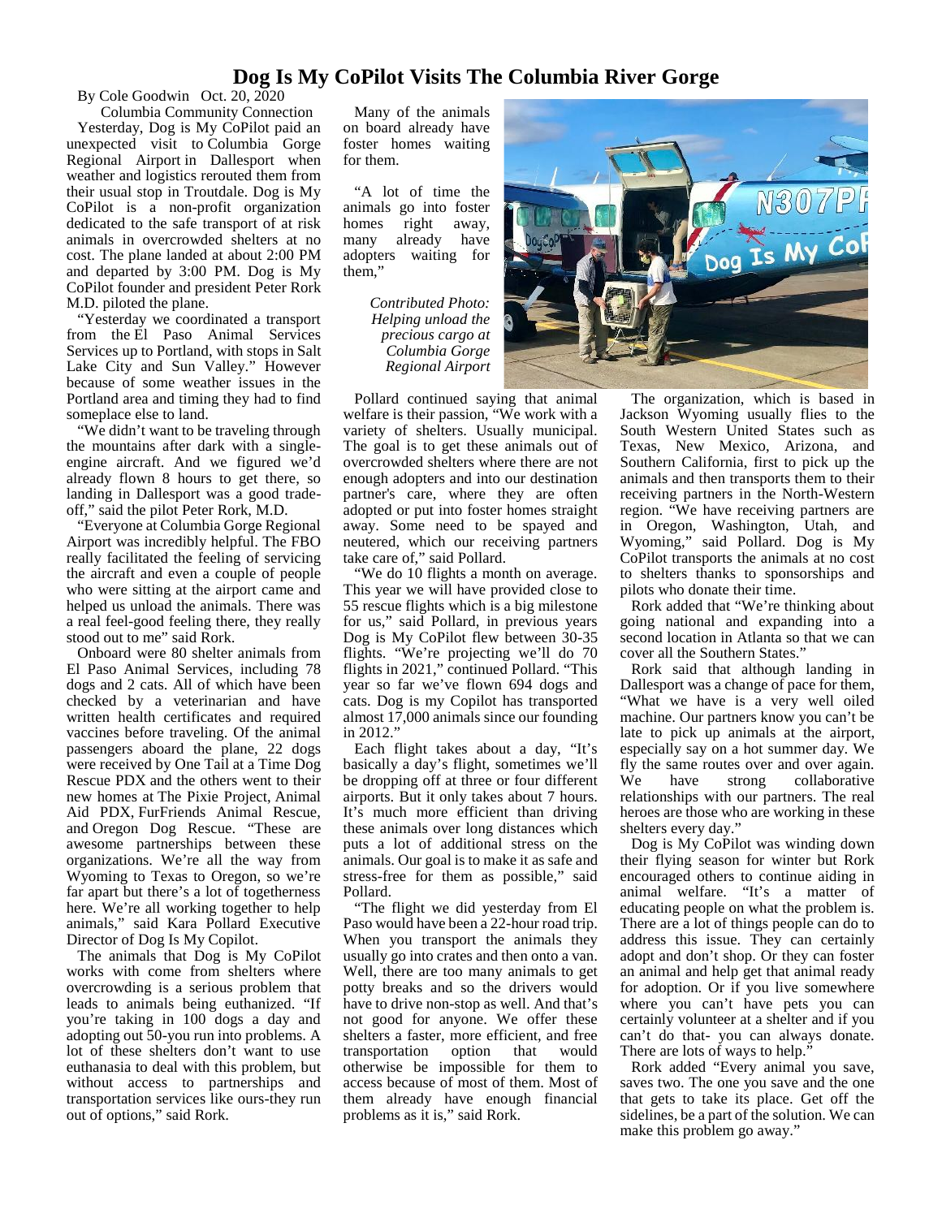# Dog Is My CoPilot Visits The Columbia River Gorge

By Cole Goodwin Oct. 20, 2020

Columbia Community Connection

Yesterday, Dog is My CoPilot paid an unexpected visit to Columbia Gorge Regional Airport in Dallesport when weather and logistics rerouted them from their usual stop in Troutdale. Dog is My CoPilot is a non-profit organization dedicated to the safe transport of at risk animals in overcrowded shelters at no cost. The plane landed at about 2:00 PM and departed by 3:00 PM. Dog is My CoPilot founder and president Peter Rork M.D. piloted the plane.

"Yesterday we coordinated a transport from the El Paso Animal Services Services up to Portland, with stops in Salt Lake City and Sun Valley." However because of some weather issues in the Portland area and timing they had to find someplace else to land.

"We didn't want to be traveling through the mountains after dark with a single-engine aircraft. And we figured we'd already flown 8 hours to get there, so landing in Dallesport was a good trade-off," said the pilot Peter Rork, M.D.

"Everyone at Columbia Gorge Regional Airport was incredibly helpful. The FBO really facilitated the feeling of servicing the aircraft and even a couple of people who were sitting at the airport came and helped us unload the animals. There was a real feel-good feeling there, they really stood out to me" said Rork.

Onboard were 80 shelter animals from El Paso Animal Services, including 78 dogs and 2 cats. All of which have been checked by a veterinarian and have written health certificates and required vaccines before traveling. Of the animal passengers aboard the plane, 22 dogs were received by One Tail at a Time Dog Rescue PDX and the others went to their new homes at The Pixie Project, Animal Aid PDX, FurFriends Animal Rescue, and Oregon Dog Rescue. "These are awesome partnerships between these organizations. We're all the way from Wyoming to Texas to Oregon, so we're far apart but there's a lot of togetherness here. We're all working together to help animals," said Kara Pollard Executive Director of Dog Is My Copilot.

The animals that Dog is My CoPilot works with come from shelters where overcrowding is a serious problem that leads to animals being euthanized. "If you're taking in 100 dogs a day and adopting out 50-you run into problems. A lot of these shelters don't want to use euthanasia to deal with this problem, but without access to partnerships and transportation services like ours-they run out of options," said Rork.

Many of the animals on board already have foster homes waiting for them.

"A lot of time the animals go into foster homes right away, many already have adopters waiting for them,"

*Contributed Photo: Helping unload the precious cargo at Columbia Gorge Regional Airport*

Pollard continued saying that animal welfare is their passion, "We work with a variety of shelters. Usually municipal. The goal is to get these animals out of overcrowded shelters where there are not enough adopters and into our destination partner's care, where they are often adopted or put into foster homes straight away. Some need to be spayed and neutered, which our receiving partners take care of," said Pollard.

"We do 10 flights a month on average. This year we will have provided close to 55 rescue flights which is a big milestone for us," said Pollard, in previous years Dog is My CoPilot flew between 30-35 flights. "We're projecting we'll do 70 flights in 2021," continued Pollard. "This year so far we've flown 694 dogs and cats. Dog is my Copilot has transported almost 17,000 animals since our founding in 2012."

Each flight takes about a day, "It's basically a day's flight, sometimes we'll be dropping off at three or four different airports. But it only takes about 7 hours. It's much more efficient than driving these animals over long distances which puts a lot of additional stress on the animals. Our goal is to make it as safe and stress-free for them as possible," said Pollard.

"The flight we did yesterday from El Paso would have been a 22-hour road trip. When you transport the animals they usually go into crates and then onto a van. Well, there are too many animals to get potty breaks and so the drivers would have to drive non-stop as well. And that's not good for anyone. We offer these shelters a faster, more efficient, and free transportation option that would otherwise be impossible for them to access because of most of them. Most of them already have enough financial problems as it is," said Rork.

The organization, which is based in Jackson Wyoming usually flies to the South Western United States such as Texas, New Mexico, Arizona, and Southern California, first to pick up the animals and then transports them to their receiving partners in the North-Western region. "We have receiving partners are in Oregon, Washington, Utah, and Wyoming," said Pollard. Dog is My CoPilot transports the animals at no cost to shelters thanks to sponsorships and pilots who donate their time.

Rork added that "We're thinking about going national and expanding into a second location in Atlanta so that we can cover all the Southern States."

Rork said that although landing in Dallesport was a change of pace for them, "What we have is a very well oiled machine. Our partners know you can't be late to pick up animals at the airport, especially say on a hot summer day. We fly the same routes over and over again. We have strong collaborative relationships with our partners. The real heroes are those who are working in these shelters every day."

Dog is My CoPilot was winding down their flying season for winter but Rork encouraged others to continue aiding in animal welfare. "It's a matter of educating people on what the problem is. There are a lot of things people can do to address this issue. They can certainly adopt and don't shop. Or they can foster an animal and help get that animal ready for adoption. Or if you live somewhere where you can't have pets you can certainly volunteer at a shelter and if you can't do that- you can always donate. There are lots of ways to help."

Rork added "Every animal you save, saves two. The one you save and the one that gets to take its place. Get off the sidelines, be a part of the solution. We can make this problem go away."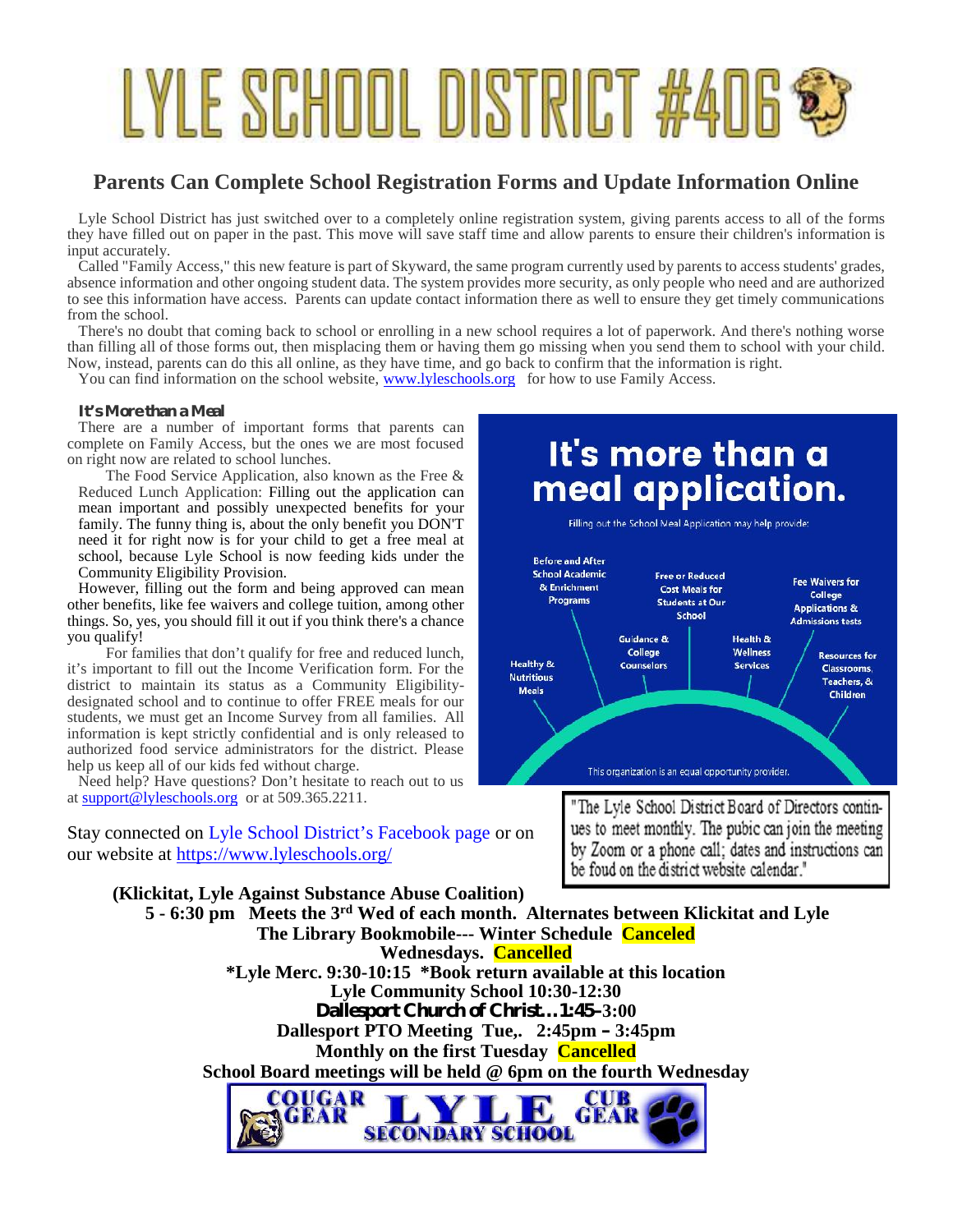# LYLE SCHOOL DISTRICT #406

## Parents Can Complete School Registration Forms and Update Information Online

Lyle School District has just switched over to a completely online registration system, giving parents access to all of the forms they have filled out on paper in the past. This move will save staff time and allow parents to ensure their children's information is input accurately.

Called "Family Access," this new feature is part of Skyward, the same program currently used by parents to access students' grades, absence information and other ongoing student data. The system provides more security, as only people who need and are authorized to see this information have access. Parents can update contact information there as well to ensure they get timely communications from the school.

There's no doubt that coming back to school or enrolling in a new school requires a lot of paperwork. And there's nothing worse than filling all of those forms out, then misplacing them or having them go missing when you send them to school with your child. Now, instead, parents can do this all online, as they have time, and go back to confirm that the information is right.

You can find information on the school website, www.lyleschools.org for how to use Family Access.

### *It's More than a Meal*

There are a number of important forms that parents can complete on Family Access, but the ones we are most focused on right now are related to school lunches.

The Food Service Application, also known as the Free & Reduced Lunch Application: Filling out the application can mean important and possibly unexpected benefits for your family. The funny thing is, about the only benefit you DON'T need it for right now is for your child to get a free meal at school, because Lyle School is now feeding kids under the Community Eligibility Provision.

However, filling out the form and being approved can mean other benefits, like fee waivers and college tuition, among other things. So, yes, you should fill it out if you think there's a chance you qualify!

For families that don't qualify for free and reduced lunch, it's important to fill out the Income Verification form. For the district to maintain its status as a Community Eligibility-designated school and to continue to offer FREE meals for our students, we must get an Income Survey from all families. All information is kept strictly confidential and is only released to authorized food service administrators for the district. Please help us keep all of our kids fed without charge.

Need help? Have questions? Don't hesitate to reach out to us at support@lyleschools.org or at 509.365.2211.

**It's more than a meal application.**

Filling out the School Meal Application may help provide:

- Before and After School Academic & Enrichment Programs
- Free or Reduced Cost Meals for Students at Our School
- Fee Waivers for College Applications & Admissions tests
- Guidance & College Counselors
- Health & Wellness Services
- Healthy & Nutritious Meals
- Resources for Classrooms, Teachers, & Children

This organization is an equal opportunity provider.

Stay connected on Lyle School District's Facebook page or on our website at https://www.lyleschools.org/

"The Lyle School District Board of Directors continues to meet monthly. The pubic can join the meeting by Zoom or a phone call; dates and instructions can be foud on the district website calendar."

**(Klickitat, Lyle Against Substance Abuse Coalition)**

**5 - 6:30 pm Meets the 3rd Wed of each month. Alternates between Klickitat and Lyle**

**The Library Bookmobile--- Winter Schedule Canceled**

**Wednesdays. Cancelled**

**\*Lyle Merc. 9:30-10:15 \*Book return available at this location**

**Lyle Community School 10:30-12:30**

**Dallesport Church of Christ…1:45–3:00**

**Dallesport PTO Meeting Tue,. 2:45pm – 3:45pm**

**Monthly on the first Tuesday Cancelled**

**School Board meetings will be held @ 6pm on the fourth Wednesday**

COUGAR GEAR LYLE SECONDARY SCHOOL CUB GEAR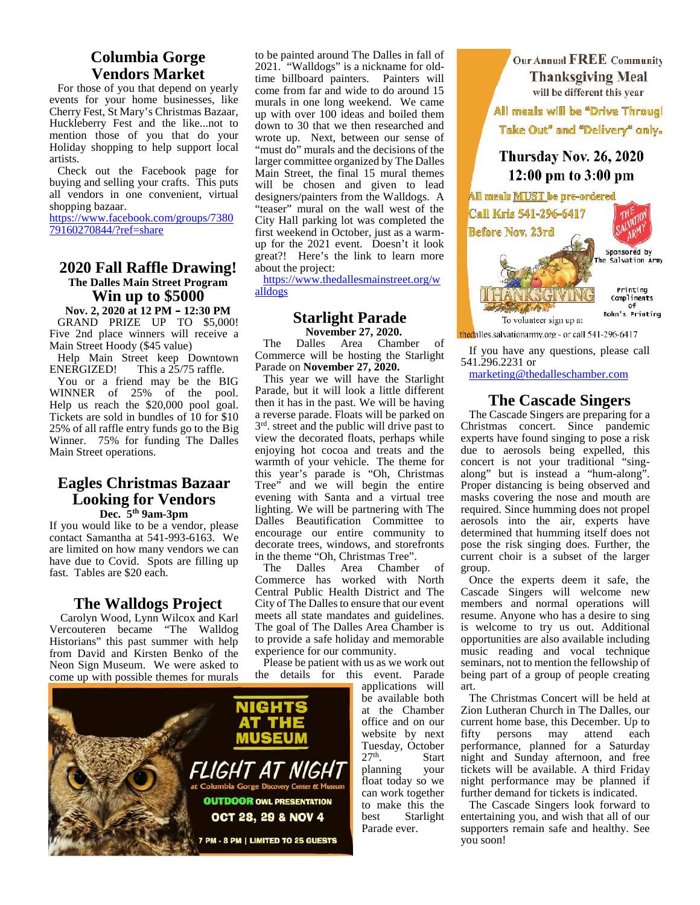## Columbia Gorge Vendors Market

For those of you that depend on yearly events for your home businesses, like Cherry Fest, St Mary's Christmas Bazaar, Huckleberry Fest and the like...not to mention those of you that do your Holiday shopping to help support local artists.

Check out the Facebook page for buying and selling your crafts. This puts all vendors in one convenient, virtual shopping bazaar.

https://www.facebook.com/groups/738079160270844/?ref=share

## 2020 Fall Raffle Drawing!

**The Dalles Main Street Program**

## Win up to $5000

**Nov. 2, 2020 at 12 PM – 12:30 PM**

GRAND PRIZE UP TO $5,000! Five 2nd place winners will receive a Main Street Hoody ($45 value)

Help Main Street keep Downtown ENERGIZED! This a 25/75 raffle.

You or a friend may be the BIG WINNER of 25% of the pool. Help us reach the $20,000 pool goal. Tickets are sold in bundles of 10 for $10 25% of all raffle entry funds go to the Big Winner. 75% for funding The Dalles Main Street operations.

## Eagles Christmas Bazaar Looking for Vendors

**Dec. 5th 9am-3pm**

If you would like to be a vendor, please contact Samantha at 541-993-6163. We are limited on how many vendors we can have due to Covid. Spots are filling up fast. Tables are $20 each.

## The Walldogs Project

Carolyn Wood, Lynn Wilcox and Karl Vercouteren became "The Walldog Historians" this past summer with help from David and Kirsten Benko of the Neon Sign Museum. We were asked to come up with possible themes for murals to be painted around The Dalles in fall of 2021. "Walldogs" is a nickname for old-time billboard painters. Painters will come from far and wide to do around 15 murals in one long weekend. We came up with over 100 ideas and boiled them down to 30 that we then researched and wrote up. Next, between our sense of "must do" murals and the decisions of the larger committee organized by The Dalles Main Street, the final 15 mural themes will be chosen and given to lead designers/painters from the Walldogs. A "teaser" mural on the wall west of the City Hall parking lot was completed the first weekend in October, just as a warm-up for the 2021 event. Doesn't it look great?! Here's the link to learn more about the project:

https://www.thedallesmainstreet.org/walldogs

## Starlight Parade

**November 27, 2020.**

The Dalles Area Chamber of Commerce will be hosting the Starlight Parade on **November 27, 2020.**

This year we will have the Starlight Parade, but it will look a little different then it has in the past. We will be having a reverse parade. Floats will be parked on 3rd. street and the public will drive past to view the decorated floats, perhaps while enjoying hot cocoa and treats and the warmth of your vehicle. The theme for this year's parade is "Oh, Christmas Tree" and we will begin the entire evening with Santa and a virtual tree lighting. We will be partnering with The Dalles Beautification Committee to encourage our entire community to decorate trees, windows, and storefronts in the theme "Oh, Christmas Tree".

The Dalles Area Chamber of Commerce has worked with North Central Public Health District and The City of The Dalles to ensure that our event meets all state mandates and guidelines. The goal of The Dalles Area Chamber is to provide a safe holiday and memorable experience for our community.

Please be patient with us as we work out the details for this event. Parade applications will be available both at the Chamber office and on our website by next Tuesday, October 27th. Start planning your float today so we can work together to make this the best Starlight Parade ever.

NIGHTS AT THE MUSEUM

FLIGHT AT NIGHT

at Columbia Gorge Discovery Center & Museum

OUTDOOR OWL PRESENTATION

OCT 28, 29 & NOV 4

7 PM - 8 PM | LIMITED TO 25 GUESTS

Our Annual FREE Community Thanksgiving Meal will be different this year

All meals will be "Drive Through Take Out" and "Delivery" only.

Thursday Nov. 26, 2020
12:00 pm to 3:00 pm

All meals MUST be pre-ordered
Call Kris 541-296-6417
Before Nov. 23rd

Sponsored by The Salvation Army

Printing Compliments of Bohn's Printing

To volunteer sign up at thedalles.salvationarmy.org - or call 541-296-6417

If you have any questions, please call 541.296.2231 or

marketing@thedalleschamber.com

## The Cascade Singers

The Cascade Singers are preparing for a Christmas concert. Since pandemic experts have found singing to pose a risk due to aerosols being expelled, this concert is not your traditional "sing-along" but is instead a "hum-along". Proper distancing is being observed and masks covering the nose and mouth are required. Since humming does not propel aerosols into the air, experts have determined that humming itself does not pose the risk singing does. Further, the current choir is a subset of the larger group.

Once the experts deem it safe, the Cascade Singers will welcome new members and normal operations will resume. Anyone who has a desire to sing is welcome to try us out. Additional opportunities are also available including music reading and vocal technique seminars, not to mention the fellowship of being part of a group of people creating art.

The Christmas Concert will be held at Zion Lutheran Church in The Dalles, our current home base, this December. Up to fifty persons may attend each performance, planned for a Saturday night and Sunday afternoon, and free tickets will be available. A third Friday night performance may be planned if further demand for tickets is indicated.

The Cascade Singers look forward to entertaining you, and wish that all of our supporters remain safe and healthy. See you soon!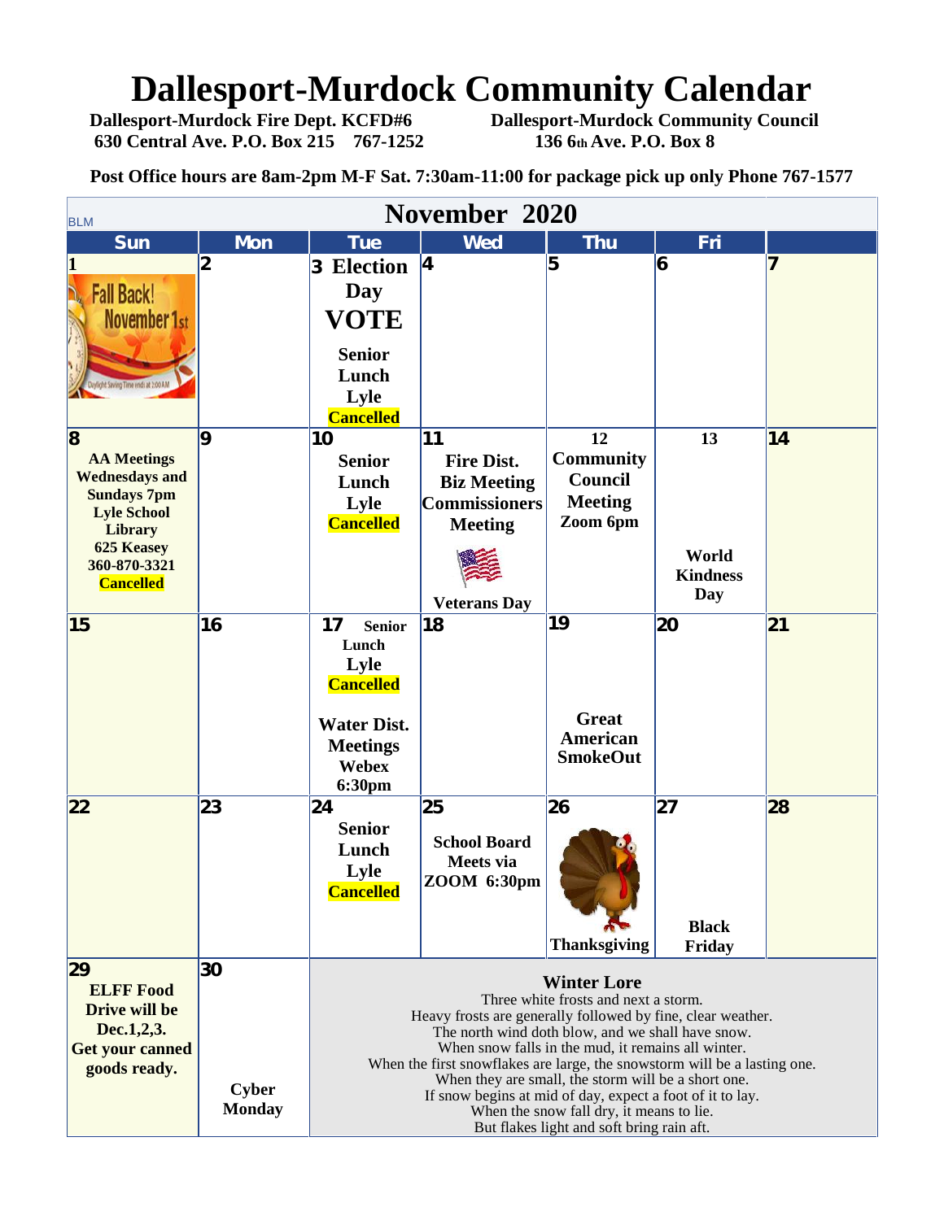# Dallesport-Murdock Community Calendar

**Dallesport-Murdock Fire Dept. KCFD#6**
**630 Central Ave. P.O. Box 215 767-1252**

**Dallesport-Murdock Community Council**
**136 6th Ave. P.O. Box 8**

**Post Office hours are 8am-2pm M-F Sat. 7:30am-11:00 for package pick up only Phone 767-1577**

BLM

## November 2020

| Sun | Mon | Tue | Wed | Thu | Fri | |
|---|---|---|---|---|---|---|
| 1 Fall Back! November 1st (Daylight Saving Time ends at 2:00 AM) | 2 | 3 **Election Day VOTE** Senior Lunch Lyle Cancelled | 4 | 5 | 6 | 7 |
| 8 **AA Meetings Wednesdays and Sundays 7pm Lyle School Library 625 Keasey 360-870-3321** Cancelled | 9 | 10 Senior Lunch Lyle Cancelled | 11 **Fire Dist. Biz Meeting Commissioners Meeting** Veterans Day | 12 **Community Council Meeting Zoom 6pm** | 13 **World Kindness Day** | 14 |
| 15 | 16 | 17 Senior Lunch Lyle Cancelled **Water Dist. Meetings Webex 6:30pm** | 18 | 19 **Great American SmokeOut** | 20 | 21 |
| 22 | 23 | 24 Senior Lunch Lyle Cancelled | 25 **School Board Meets via ZOOM 6:30pm** | 26 Thanksgiving | 27 **Black Friday** | 28 |
| 29 **ELFF Food Drive will be Dec.1,2,3. Get your canned goods ready.** | 30 **Cyber Monday** | | | | | |

**Winter Lore**

Three white frosts and next a storm.
Heavy frosts are generally followed by fine, clear weather.
The north wind doth blow, and we shall have snow.
When snow falls in the mud, it remains all winter.
When the first snowflakes are large, the snowstorm will be a lasting one.
When they are small, the storm will be a short one.
If snow begins at mid of day, expect a foot of it to lay.
When the snow fall dry, it means to lie.
But flakes light and soft bring rain aft.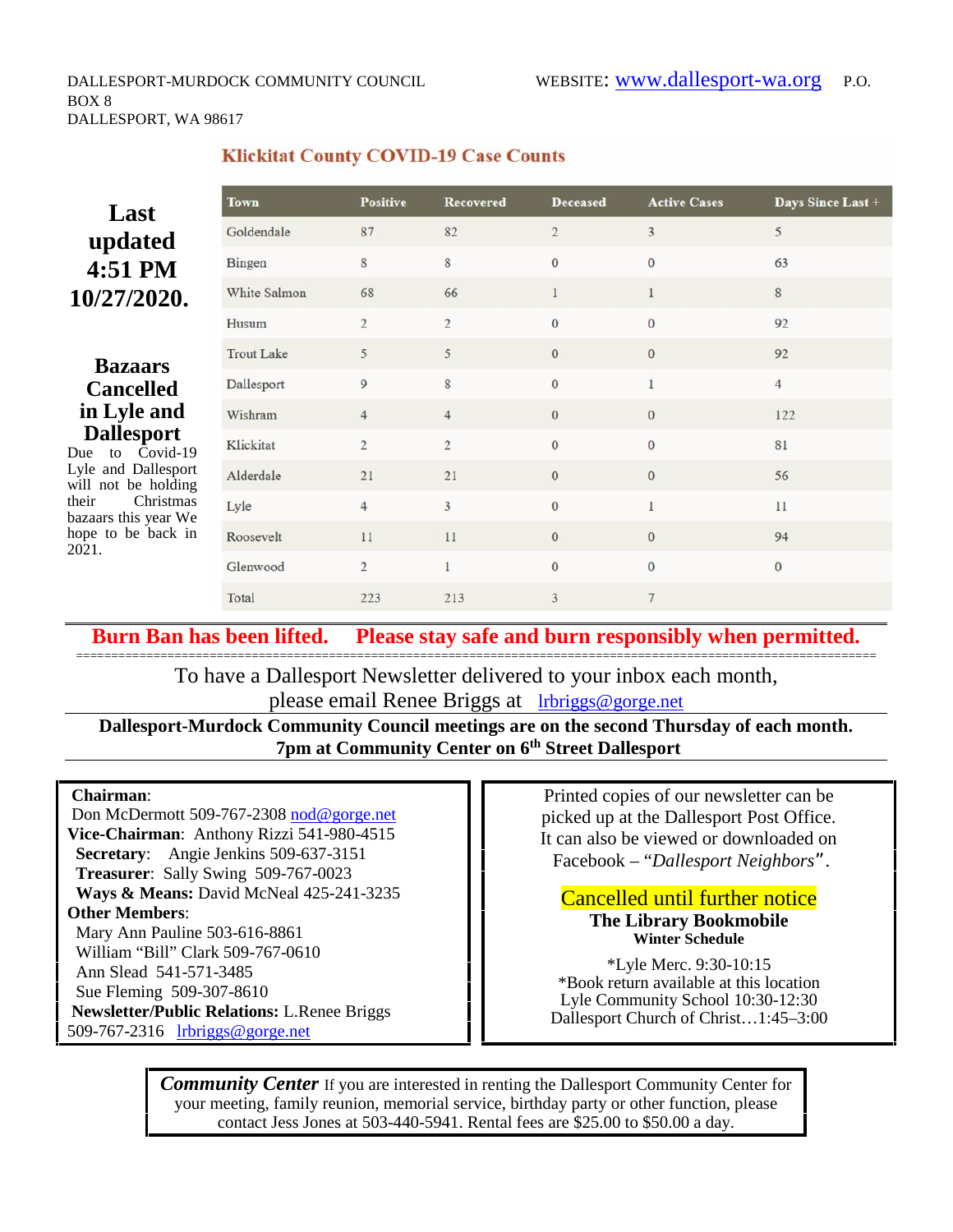DALLESPORT-MURDOCK COMMUNITY COUNCIL WEBSITE: www.dallesport-wa.org P.O. BOX 8
DALLESPORT, WA 98617

**Last updated 4:51 PM 10/27/2020.**

## Klickitat County COVID-19 Case Counts

| Town | Positive | Recovered | Deceased | Active Cases | Days Since Last + |
|---|---|---|---|---|---|
| Goldendale | 87 | 82 | 2 | 3 | 5 |
| Bingen | 8 | 8 | 0 | 0 | 63 |
| White Salmon | 68 | 66 | 1 | 1 | 8 |
| Husum | 2 | 2 | 0 | 0 | 92 |
| Trout Lake | 5 | 5 | 0 | 0 | 92 |
| Dallesport | 9 | 8 | 0 | 1 | 4 |
| Wishram | 4 | 4 | 0 | 0 | 122 |
| Klickitat | 2 | 2 | 0 | 0 | 81 |
| Alderdale | 21 | 21 | 0 | 0 | 56 |
| Lyle | 4 | 3 | 0 | 1 | 11 |
| Roosevelt | 11 | 11 | 0 | 0 | 94 |
| Glenwood | 2 | 1 | 0 | 0 | 0 |
| Total | 223 | 213 | 3 | 7 | |

### Bazaars Cancelled in Lyle and Dallesport

Due to Covid-19 Lyle and Dallesport will not be holding their Christmas bazaars this year We hope to be back in 2021.

**Burn Ban has been lifted. Please stay safe and burn responsibly when permitted.**

To have a Dallesport Newsletter delivered to your inbox each month, please email Renee Briggs at lrbriggs@gorge.net

**Dallesport-Murdock Community Council meetings are on the second Thursday of each month. 7pm at Community Center on 6th Street Dallesport**

**Chairman**:
Don McDermott 509-767-2308 nod@gorge.net
**Vice-Chairman**: Anthony Rizzi 541-980-4515
**Secretary**: Angie Jenkins 509-637-3151
**Treasurer**: Sally Swing 509-767-0023
**Ways & Means:** David McNeal 425-241-3235
**Other Members**:
Mary Ann Pauline 503-616-8861
William "Bill" Clark 509-767-0610
Ann Slead 541-571-3485
Sue Fleming 509-307-8610
**Newsletter/Public Relations:** L.Renee Briggs 509-767-2316 lrbriggs@gorge.net

Printed copies of our newsletter can be picked up at the Dallesport Post Office. It can also be viewed or downloaded on Facebook – "*Dallesport Neighbors*".

Cancelled until further notice

**The Library Bookmobile**
**Winter Schedule**

*Lyle Merc. 9:30-10:15
*Book return available at this location
Lyle Community School 10:30-12:30
Dallesport Church of Christ…1:45–3:00

***Community Center*** If you are interested in renting the Dallesport Community Center for your meeting, family reunion, memorial service, birthday party or other function, please contact Jess Jones at 503-440-5941. Rental fees are $25.00 to $50.00 a day.